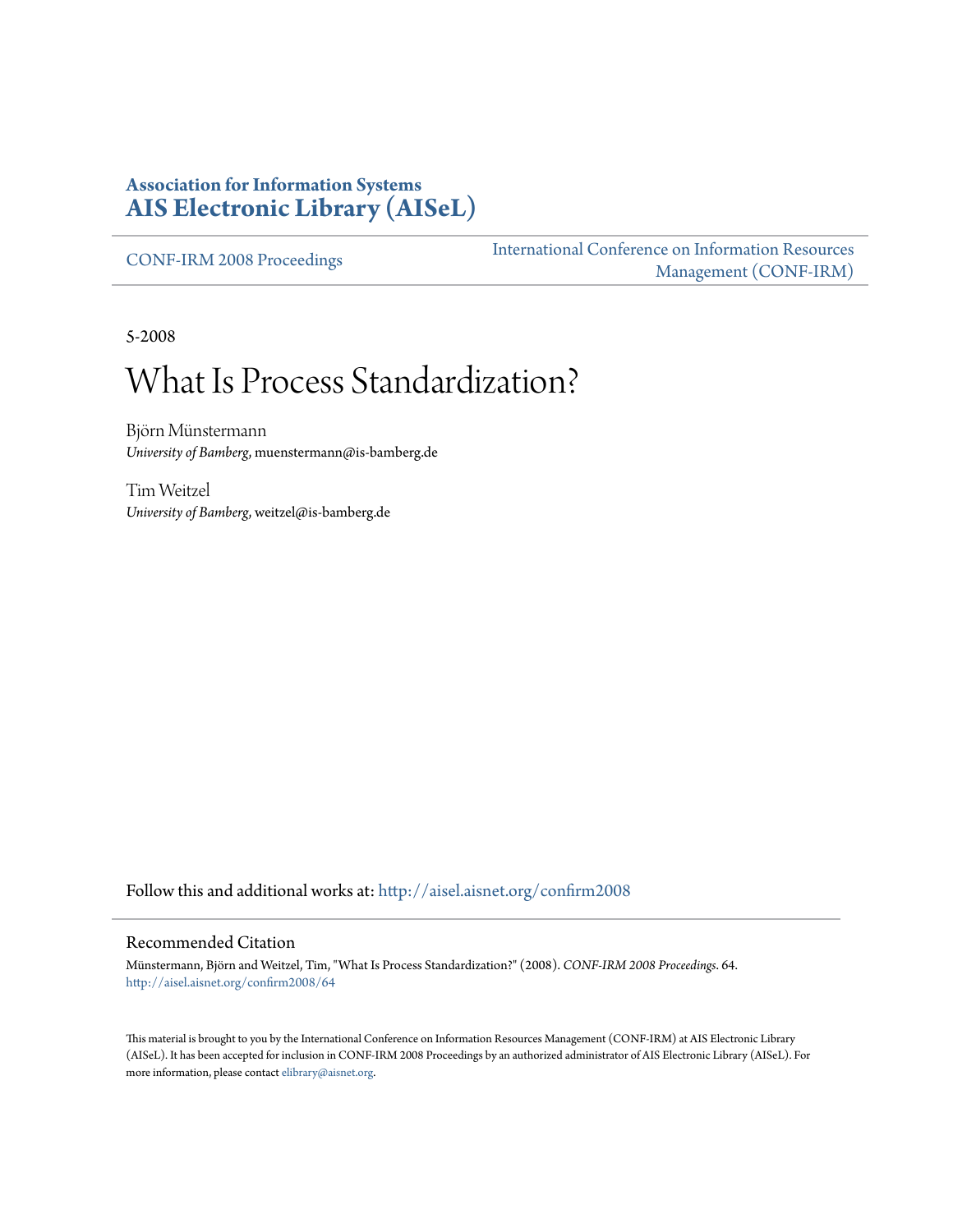**Association for Information Systems**
**AIS Electronic Library (AISeL)**

CONF-IRM 2008 Proceedings

International Conference on Information Resources Management (CONF-IRM)

5-2008

# What Is Process Standardization?

Björn Münstermann
*University of Bamberg*, muenstermann@is-bamberg.de

Tim Weitzel
*University of Bamberg*, weitzel@is-bamberg.de

Follow this and additional works at: http://aisel.aisnet.org/confirm2008

## Recommended Citation

Münstermann, Björn and Weitzel, Tim, "What Is Process Standardization?" (2008). *CONF-IRM 2008 Proceedings*. 64.
http://aisel.aisnet.org/confirm2008/64

This material is brought to you by the International Conference on Information Resources Management (CONF-IRM) at AIS Electronic Library (AISeL). It has been accepted for inclusion in CONF-IRM 2008 Proceedings by an authorized administrator of AIS Electronic Library (AISeL). For more information, please contact elibrary@aisnet.org.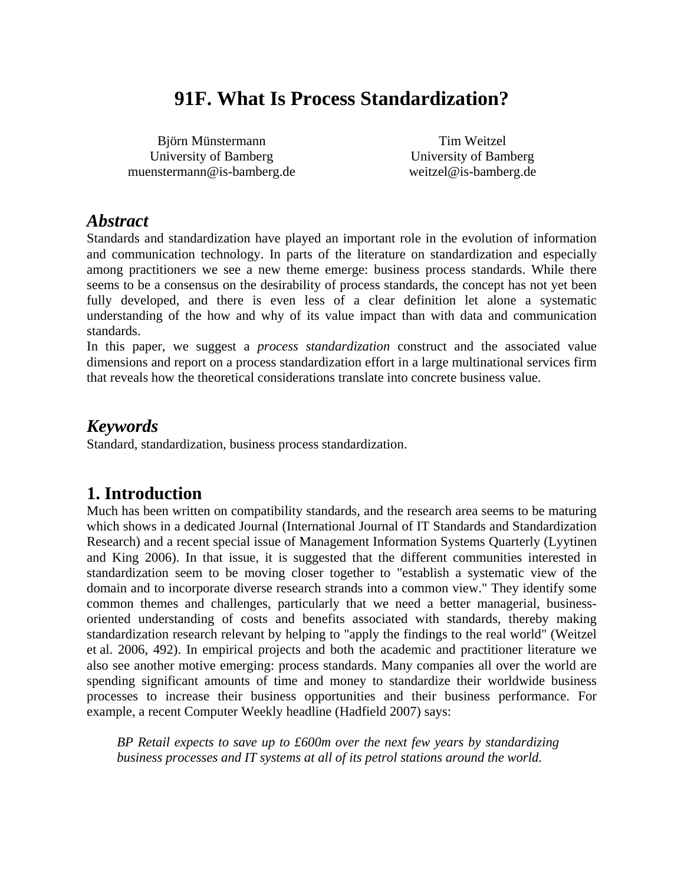# 91F. What Is Process Standardization?

Björn Münstermann
University of Bamberg
muenstermann@is-bamberg.de

Tim Weitzel
University of Bamberg
weitzel@is-bamberg.de

## *Abstract*

Standards and standardization have played an important role in the evolution of information and communication technology. In parts of the literature on standardization and especially among practitioners we see a new theme emerge: business process standards. While there seems to be a consensus on the desirability of process standards, the concept has not yet been fully developed, and there is even less of a clear definition let alone a systematic understanding of the how and why of its value impact than with data and communication standards.

In this paper, we suggest a *process standardization* construct and the associated value dimensions and report on a process standardization effort in a large multinational services firm that reveals how the theoretical considerations translate into concrete business value.

## *Keywords*

Standard, standardization, business process standardization.

## 1. Introduction

Much has been written on compatibility standards, and the research area seems to be maturing which shows in a dedicated Journal (International Journal of IT Standards and Standardization Research) and a recent special issue of Management Information Systems Quarterly (Lyytinen and King 2006). In that issue, it is suggested that the different communities interested in standardization seem to be moving closer together to "establish a systematic view of the domain and to incorporate diverse research strands into a common view." They identify some common themes and challenges, particularly that we need a better managerial, business-oriented understanding of costs and benefits associated with standards, thereby making standardization research relevant by helping to "apply the findings to the real world" (Weitzel et al. 2006, 492). In empirical projects and both the academic and practitioner literature we also see another motive emerging: process standards. Many companies all over the world are spending significant amounts of time and money to standardize their worldwide business processes to increase their business opportunities and their business performance. For example, a recent Computer Weekly headline (Hadfield 2007) says:

> *BP Retail expects to save up to £600m over the next few years by standardizing business processes and IT systems at all of its petrol stations around the world.*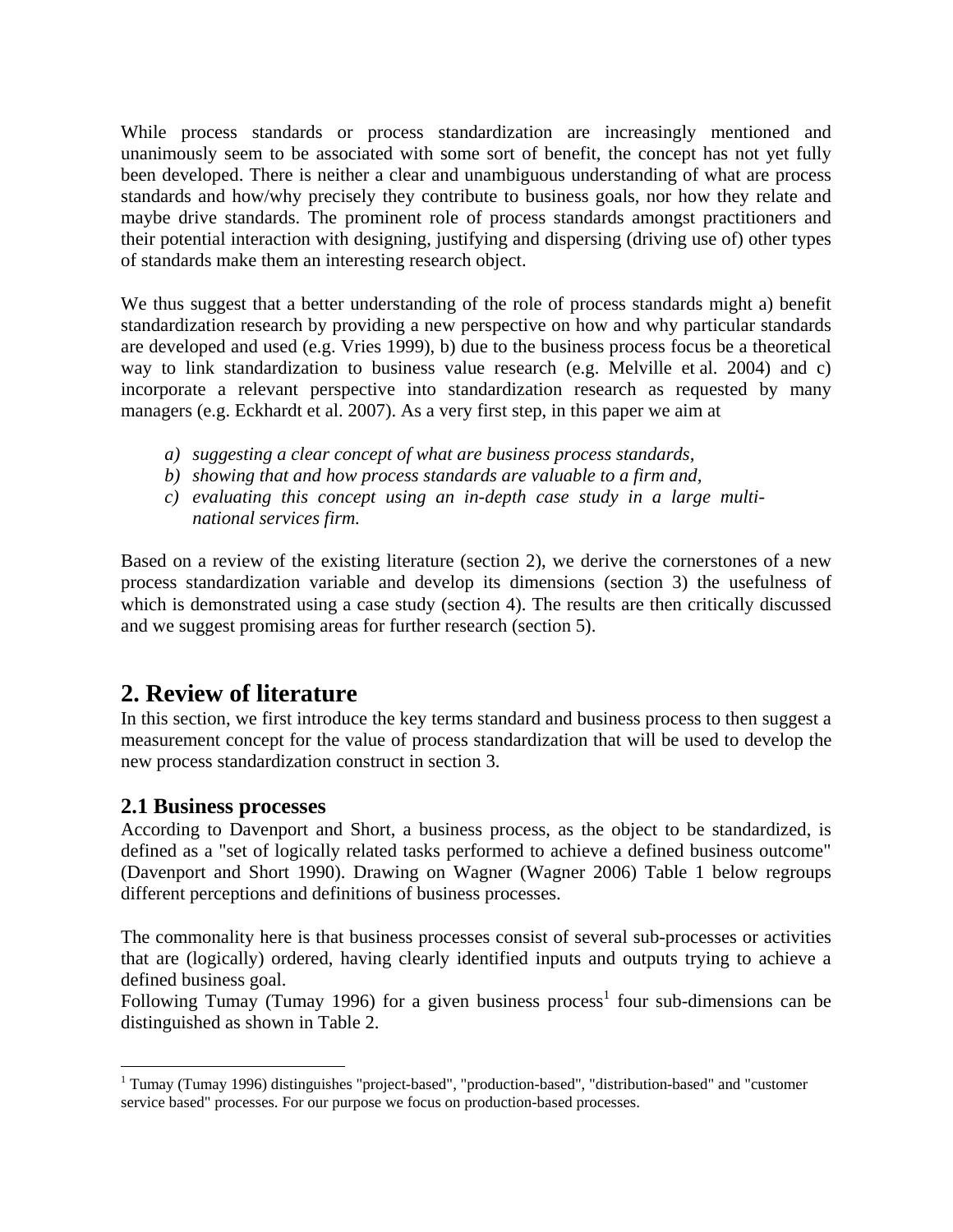While process standards or process standardization are increasingly mentioned and unanimously seem to be associated with some sort of benefit, the concept has not yet fully been developed. There is neither a clear and unambiguous understanding of what are process standards and how/why precisely they contribute to business goals, nor how they relate and maybe drive standards. The prominent role of process standards amongst practitioners and their potential interaction with designing, justifying and dispersing (driving use of) other types of standards make them an interesting research object.

We thus suggest that a better understanding of the role of process standards might a) benefit standardization research by providing a new perspective on how and why particular standards are developed and used (e.g. Vries 1999), b) due to the business process focus be a theoretical way to link standardization to business value research (e.g. Melville et al. 2004) and c) incorporate a relevant perspective into standardization research as requested by many managers (e.g. Eckhardt et al. 2007). As a very first step, in this paper we aim at

a) *suggesting a clear concept of what are business process standards,*
b) *showing that and how process standards are valuable to a firm and,*
c) *evaluating this concept using an in-depth case study in a large multi-national services firm.*

Based on a review of the existing literature (section 2), we derive the cornerstones of a new process standardization variable and develop its dimensions (section 3) the usefulness of which is demonstrated using a case study (section 4). The results are then critically discussed and we suggest promising areas for further research (section 5).

# 2. Review of literature

In this section, we first introduce the key terms standard and business process to then suggest a measurement concept for the value of process standardization that will be used to develop the new process standardization construct in section 3.

## 2.1 Business processes

According to Davenport and Short, a business process, as the object to be standardized, is defined as a "set of logically related tasks performed to achieve a defined business outcome" (Davenport and Short 1990). Drawing on Wagner (Wagner 2006) Table 1 below regroups different perceptions and definitions of business processes.

The commonality here is that business processes consist of several sub-processes or activities that are (logically) ordered, having clearly identified inputs and outputs trying to achieve a defined business goal.
Following Tumay (Tumay 1996) for a given business process[1] four sub-dimensions can be distinguished as shown in Table 2.

[1] Tumay (Tumay 1996) distinguishes "project-based", "production-based", "distribution-based" and "customer service based" processes. For our purpose we focus on production-based processes.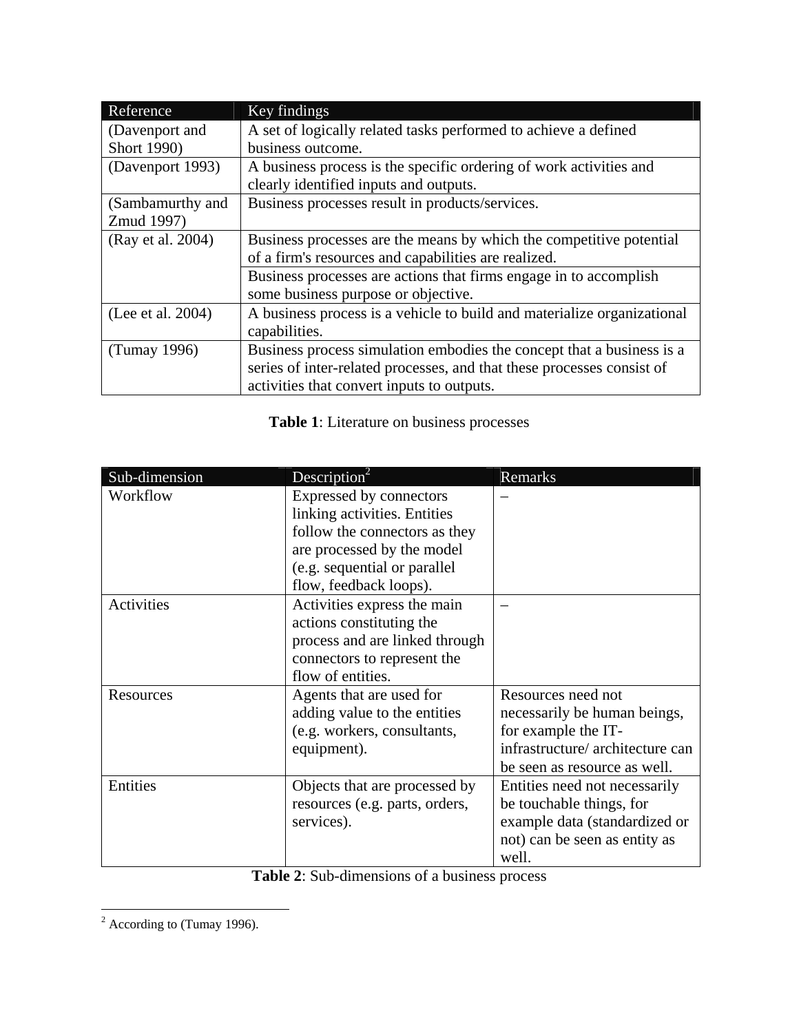| Reference | Key findings |
| --- | --- |
| (Davenport and Short 1990) | A set of logically related tasks performed to achieve a defined business outcome. |
| (Davenport 1993) | A business process is the specific ordering of work activities and clearly identified inputs and outputs. |
| (Sambamurthy and Zmud 1997) | Business processes result in products/services. |
| (Ray et al. 2004) | Business processes are the means by which the competitive potential of a firm's resources and capabilities are realized. |
| | Business processes are actions that firms engage in to accomplish some business purpose or objective. |
| (Lee et al. 2004) | A business process is a vehicle to build and materialize organizational capabilities. |
| (Tumay 1996) | Business process simulation embodies the concept that a business is a series of inter-related processes, and that these processes consist of activities that convert inputs to outputs. |

**Table 1**: Literature on business processes

| Sub-dimension | Description[2] | Remarks |
| --- | --- | --- |
| Workflow | Expressed by connectors linking activities. Entities follow the connectors as they are processed by the model (e.g. sequential or parallel flow, feedback loops). | – |
| Activities | Activities express the main actions constituting the process and are linked through connectors to represent the flow of entities. | – |
| Resources | Agents that are used for adding value to the entities (e.g. workers, consultants, equipment). | Resources need not necessarily be human beings, for example the IT-infrastructure/ architecture can be seen as resource as well. |
| Entities | Objects that are processed by resources (e.g. parts, orders, services). | Entities need not necessarily be touchable things, for example data (standardized or not) can be seen as entity as well. |

**Table 2**: Sub-dimensions of a business process

[2] According to (Tumay 1996).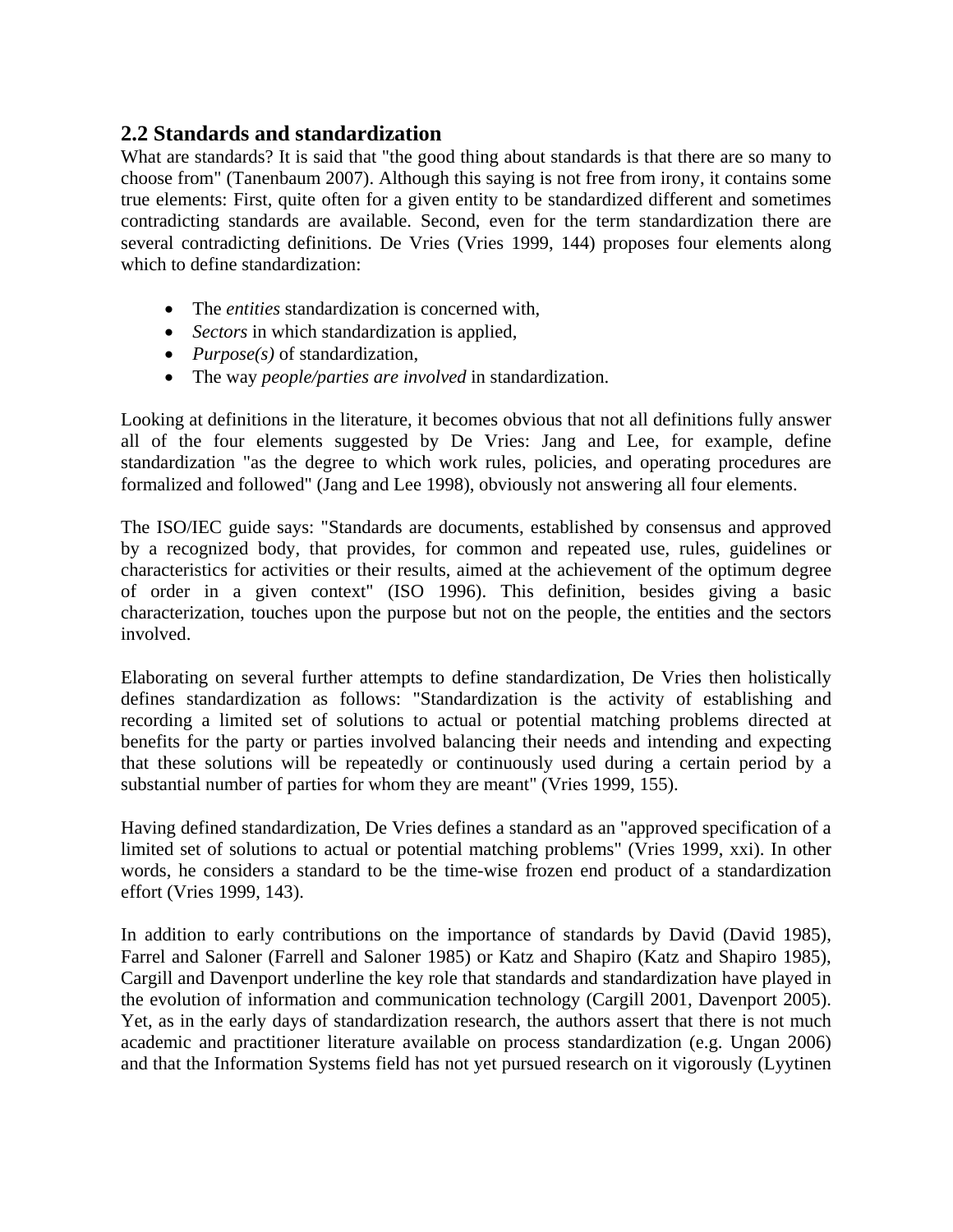## 2.2 Standards and standardization

What are standards? It is said that "the good thing about standards is that there are so many to choose from" (Tanenbaum 2007). Although this saying is not free from irony, it contains some true elements: First, quite often for a given entity to be standardized different and sometimes contradicting standards are available. Second, even for the term standardization there are several contradicting definitions. De Vries (Vries 1999, 144) proposes four elements along which to define standardization:

- The *entities* standardization is concerned with,
- *Sectors* in which standardization is applied,
- *Purpose(s)* of standardization,
- The way *people/parties are involved* in standardization.

Looking at definitions in the literature, it becomes obvious that not all definitions fully answer all of the four elements suggested by De Vries: Jang and Lee, for example, define standardization "as the degree to which work rules, policies, and operating procedures are formalized and followed" (Jang and Lee 1998), obviously not answering all four elements.

The ISO/IEC guide says: "Standards are documents, established by consensus and approved by a recognized body, that provides, for common and repeated use, rules, guidelines or characteristics for activities or their results, aimed at the achievement of the optimum degree of order in a given context" (ISO 1996). This definition, besides giving a basic characterization, touches upon the purpose but not on the people, the entities and the sectors involved.

Elaborating on several further attempts to define standardization, De Vries then holistically defines standardization as follows: "Standardization is the activity of establishing and recording a limited set of solutions to actual or potential matching problems directed at benefits for the party or parties involved balancing their needs and intending and expecting that these solutions will be repeatedly or continuously used during a certain period by a substantial number of parties for whom they are meant" (Vries 1999, 155).

Having defined standardization, De Vries defines a standard as an "approved specification of a limited set of solutions to actual or potential matching problems" (Vries 1999, xxi). In other words, he considers a standard to be the time-wise frozen end product of a standardization effort (Vries 1999, 143).

In addition to early contributions on the importance of standards by David (David 1985), Farrel and Saloner (Farrell and Saloner 1985) or Katz and Shapiro (Katz and Shapiro 1985), Cargill and Davenport underline the key role that standards and standardization have played in the evolution of information and communication technology (Cargill 2001, Davenport 2005). Yet, as in the early days of standardization research, the authors assert that there is not much academic and practitioner literature available on process standardization (e.g. Ungan 2006) and that the Information Systems field has not yet pursued research on it vigorously (Lyytinen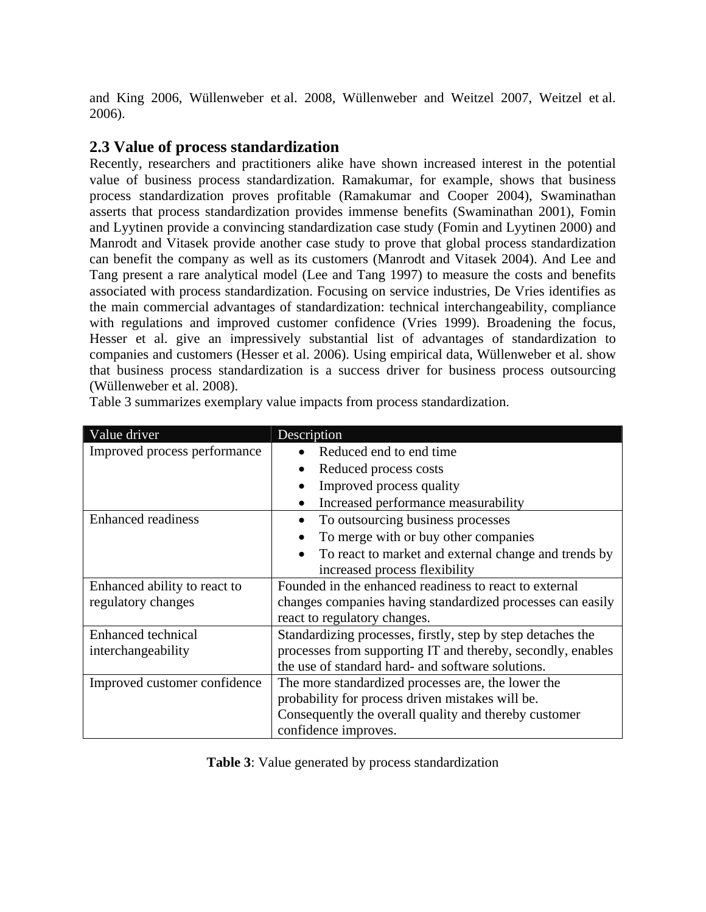and King 2006, Wüllenweber et al. 2008, Wüllenweber and Weitzel 2007, Weitzel et al. 2006).

## 2.3 Value of process standardization

Recently, researchers and practitioners alike have shown increased interest in the potential value of business process standardization. Ramakumar, for example, shows that business process standardization proves profitable (Ramakumar and Cooper 2004), Swaminathan asserts that process standardization provides immense benefits (Swaminathan 2001), Fomin and Lyytinen provide a convincing standardization case study (Fomin and Lyytinen 2000) and Manrodt and Vitasek provide another case study to prove that global process standardization can benefit the company as well as its customers (Manrodt and Vitasek 2004). And Lee and Tang present a rare analytical model (Lee and Tang 1997) to measure the costs and benefits associated with process standardization. Focusing on service industries, De Vries identifies as the main commercial advantages of standardization: technical interchangeability, compliance with regulations and improved customer confidence (Vries 1999). Broadening the focus, Hesser et al. give an impressively substantial list of advantages of standardization to companies and customers (Hesser et al. 2006). Using empirical data, Wüllenweber et al. show that business process standardization is a success driver for business process outsourcing (Wüllenweber et al. 2008).

Table 3 summarizes exemplary value impacts from process standardization.

| Value driver | Description |
|---|---|
| Improved process performance | • Reduced end to end time<br>• Reduced process costs<br>• Improved process quality<br>• Increased performance measurability |
| Enhanced readiness | • To outsourcing business processes<br>• To merge with or buy other companies<br>• To react to market and external change and trends by increased process flexibility |
| Enhanced ability to react to regulatory changes | Founded in the enhanced readiness to react to external changes companies having standardized processes can easily react to regulatory changes. |
| Enhanced technical interchangeability | Standardizing processes, firstly, step by step detaches the processes from supporting IT and thereby, secondly, enables the use of standard hard- and software solutions. |
| Improved customer confidence | The more standardized processes are, the lower the probability for process driven mistakes will be. Consequently the overall quality and thereby customer confidence improves. |

**Table 3**: Value generated by process standardization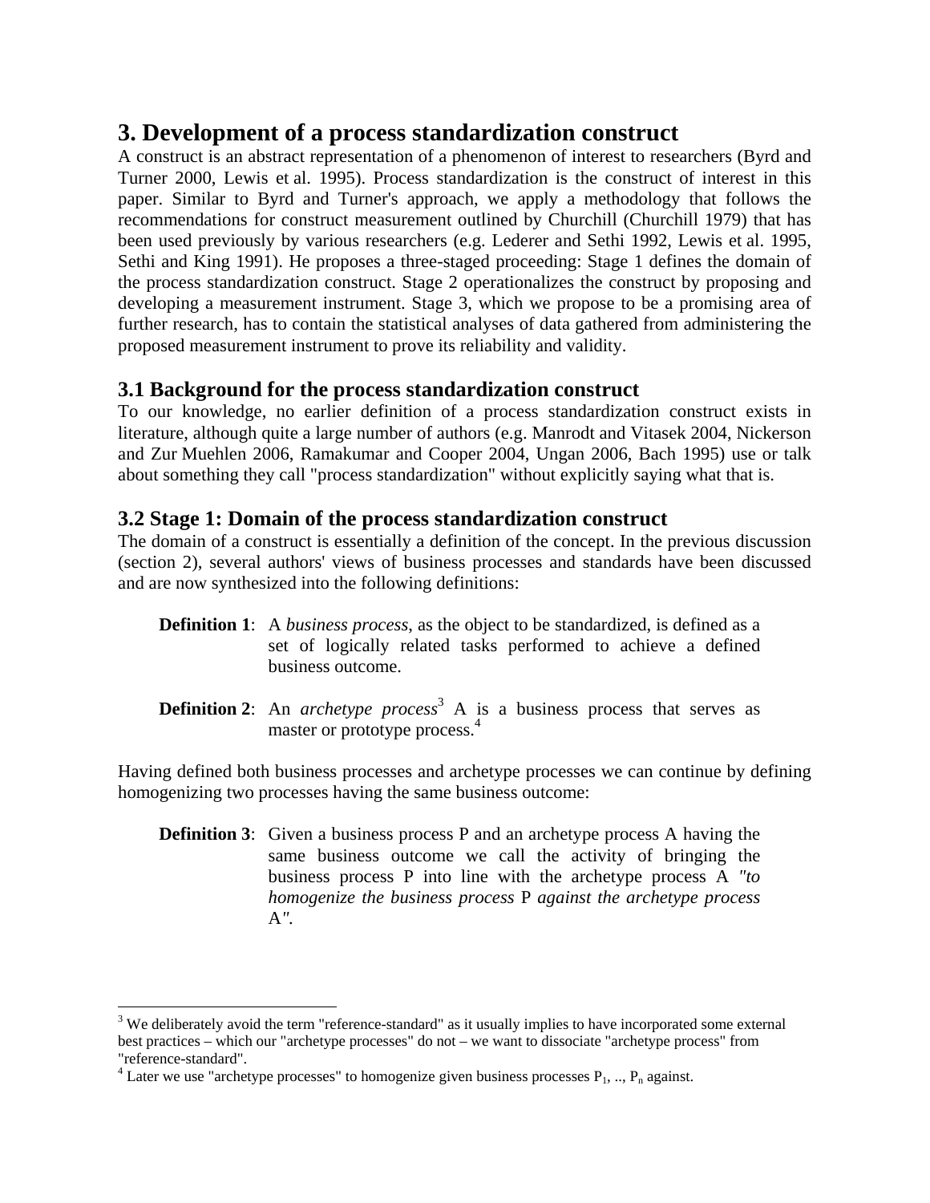## 3. Development of a process standardization construct

A construct is an abstract representation of a phenomenon of interest to researchers (Byrd and Turner 2000, Lewis et al. 1995). Process standardization is the construct of interest in this paper. Similar to Byrd and Turner's approach, we apply a methodology that follows the recommendations for construct measurement outlined by Churchill (Churchill 1979) that has been used previously by various researchers (e.g. Lederer and Sethi 1992, Lewis et al. 1995, Sethi and King 1991). He proposes a three-staged proceeding: Stage 1 defines the domain of the process standardization construct. Stage 2 operationalizes the construct by proposing and developing a measurement instrument. Stage 3, which we propose to be a promising area of further research, has to contain the statistical analyses of data gathered from administering the proposed measurement instrument to prove its reliability and validity.

### 3.1 Background for the process standardization construct

To our knowledge, no earlier definition of a process standardization construct exists in literature, although quite a large number of authors (e.g. Manrodt and Vitasek 2004, Nickerson and Zur Muehlen 2006, Ramakumar and Cooper 2004, Ungan 2006, Bach 1995) use or talk about something they call "process standardization" without explicitly saying what that is.

### 3.2 Stage 1: Domain of the process standardization construct

The domain of a construct is essentially a definition of the concept. In the previous discussion (section 2), several authors' views of business processes and standards have been discussed and are now synthesized into the following definitions:

> **Definition 1**: A *business process*, as the object to be standardized, is defined as a set of logically related tasks performed to achieve a defined business outcome.

> **Definition 2**: An *archetype process*[3] A is a business process that serves as master or prototype process.[4]

Having defined both business processes and archetype processes we can continue by defining homogenizing two processes having the same business outcome:

> **Definition 3**: Given a business process P and an archetype process A having the same business outcome we call the activity of bringing the business process P into line with the archetype process A *"to homogenize the business process* P *against the archetype process* A*"*.

---

[3] We deliberately avoid the term "reference-standard" as it usually implies to have incorporated some external best practices – which our "archetype processes" do not – we want to dissociate "archetype process" from "reference-standard".

[4] Later we use "archetype processes" to homogenize given business processes $P_1$, .., $P_n$ against.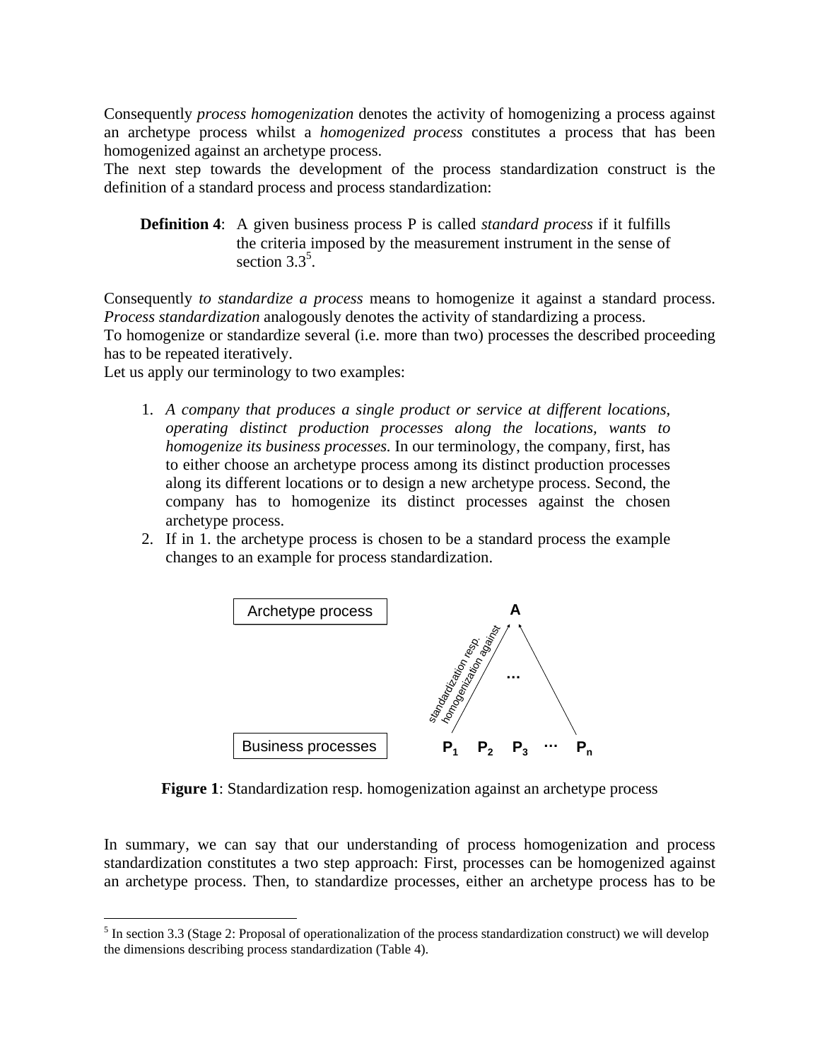Consequently *process homogenization* denotes the activity of homogenizing a process against an archetype process whilst a *homogenized process* constitutes a process that has been homogenized against an archetype process.
The next step towards the development of the process standardization construct is the definition of a standard process and process standardization:

> **Definition 4**: A given business process P is called *standard process* if it fulfills the criteria imposed by the measurement instrument in the sense of section 3.3[5].

Consequently *to standardize a process* means to homogenize it against a standard process. *Process standardization* analogously denotes the activity of standardizing a process.
To homogenize or standardize several (i.e. more than two) processes the described proceeding has to be repeated iteratively.
Let us apply our terminology to two examples:

1. *A company that produces a single product or service at different locations, operating distinct production processes along the locations, wants to homogenize its business processes.* In our terminology, the company, first, has to either choose an archetype process among its distinct production processes along its different locations or to design a new archetype process. Second, the company has to homogenize its distinct processes against the chosen archetype process.
2. If in 1. the archetype process is chosen to be a standard process the example changes to an example for process standardization.

Archetype process — A

standardization resp. homogenization against …

Business processes — $P_1$ $P_2$ $P_3$ … $P_n$

**Figure 1**: Standardization resp. homogenization against an archetype process

In summary, we can say that our understanding of process homogenization and process standardization constitutes a two step approach: First, processes can be homogenized against an archetype process. Then, to standardize processes, either an archetype process has to be

[5] In section 3.3 (Stage 2: Proposal of operationalization of the process standardization construct) we will develop the dimensions describing process standardization (Table 4).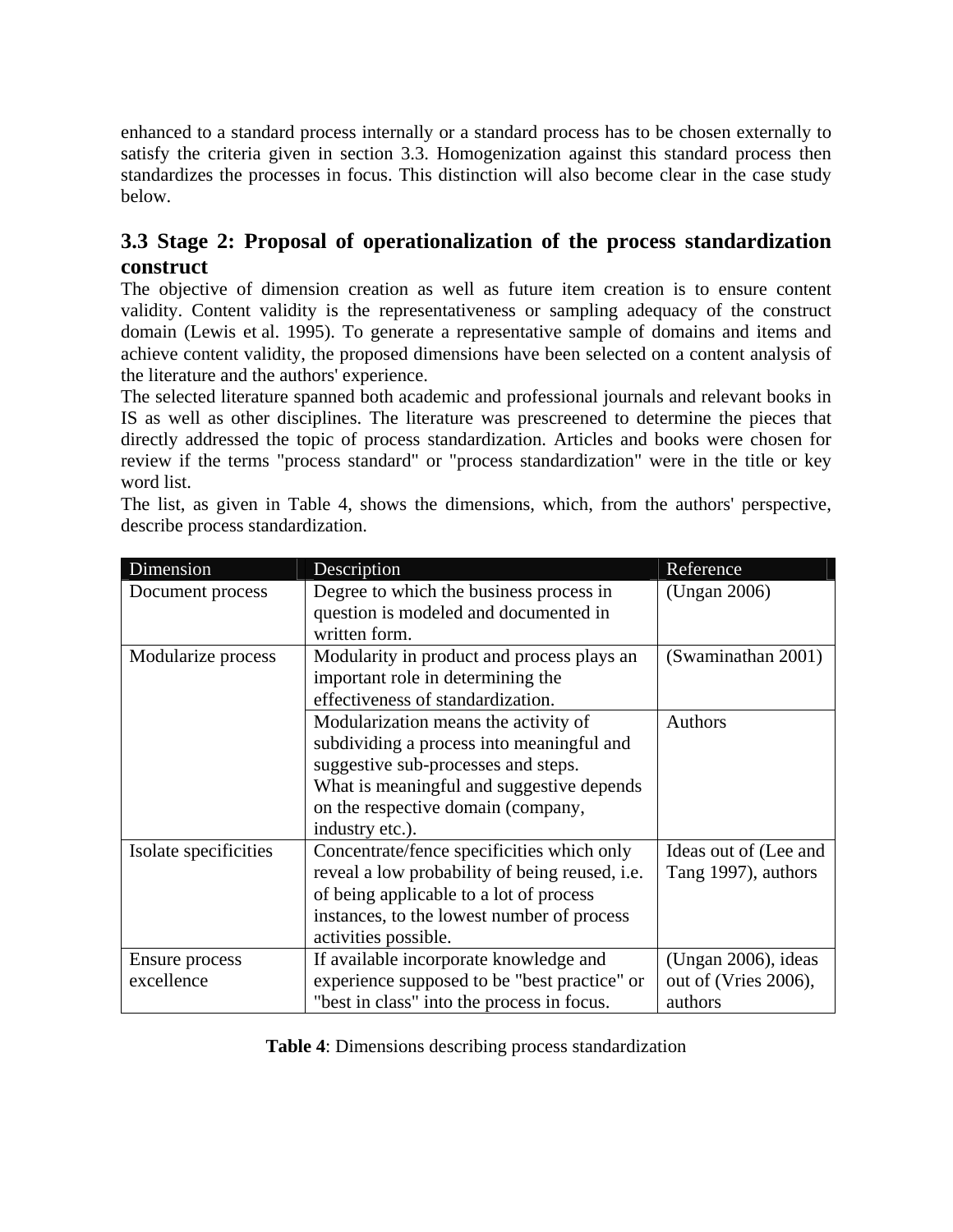enhanced to a standard process internally or a standard process has to be chosen externally to satisfy the criteria given in section 3.3. Homogenization against this standard process then standardizes the processes in focus. This distinction will also become clear in the case study below.

## 3.3 Stage 2: Proposal of operationalization of the process standardization construct

The objective of dimension creation as well as future item creation is to ensure content validity. Content validity is the representativeness or sampling adequacy of the construct domain (Lewis et al. 1995). To generate a representative sample of domains and items and achieve content validity, the proposed dimensions have been selected on a content analysis of the literature and the authors' experience.

The selected literature spanned both academic and professional journals and relevant books in IS as well as other disciplines. The literature was prescreened to determine the pieces that directly addressed the topic of process standardization. Articles and books were chosen for review if the terms "process standard" or "process standardization" were in the title or key word list.

The list, as given in Table 4, shows the dimensions, which, from the authors' perspective, describe process standardization.

| Dimension | Description | Reference |
|---|---|---|
| Document process | Degree to which the business process in question is modeled and documented in written form. | (Ungan 2006) |
| Modularize process | Modularity in product and process plays an important role in determining the effectiveness of standardization. | (Swaminathan 2001) |
| | Modularization means the activity of subdividing a process into meaningful and suggestive sub-processes and steps. What is meaningful and suggestive depends on the respective domain (company, industry etc.). | Authors |
| Isolate specificities | Concentrate/fence specificities which only reveal a low probability of being reused, i.e. of being applicable to a lot of process instances, to the lowest number of process activities possible. | Ideas out of (Lee and Tang 1997), authors |
| Ensure process excellence | If available incorporate knowledge and experience supposed to be "best practice" or "best in class" into the process in focus. | (Ungan 2006), ideas out of (Vries 2006), authors |

**Table 4**: Dimensions describing process standardization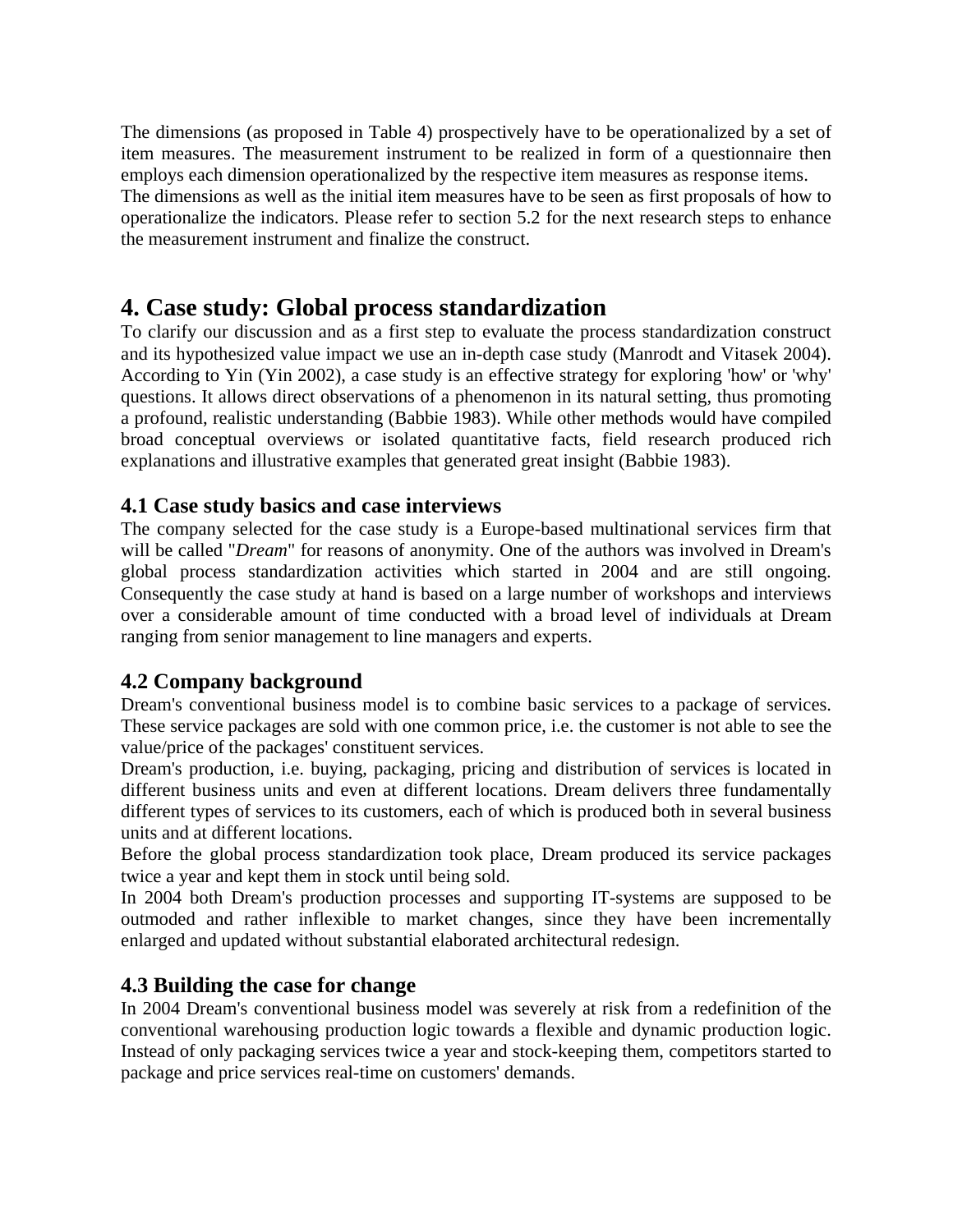The dimensions (as proposed in Table 4) prospectively have to be operationalized by a set of item measures. The measurement instrument to be realized in form of a questionnaire then employs each dimension operationalized by the respective item measures as response items.
The dimensions as well as the initial item measures have to be seen as first proposals of how to operationalize the indicators. Please refer to section 5.2 for the next research steps to enhance the measurement instrument and finalize the construct.

# 4. Case study: Global process standardization

To clarify our discussion and as a first step to evaluate the process standardization construct and its hypothesized value impact we use an in-depth case study (Manrodt and Vitasek 2004). According to Yin (Yin 2002), a case study is an effective strategy for exploring 'how' or 'why' questions. It allows direct observations of a phenomenon in its natural setting, thus promoting a profound, realistic understanding (Babbie 1983). While other methods would have compiled broad conceptual overviews or isolated quantitative facts, field research produced rich explanations and illustrative examples that generated great insight (Babbie 1983).

## 4.1 Case study basics and case interviews

The company selected for the case study is a Europe-based multinational services firm that will be called "*Dream*" for reasons of anonymity. One of the authors was involved in Dream's global process standardization activities which started in 2004 and are still ongoing. Consequently the case study at hand is based on a large number of workshops and interviews over a considerable amount of time conducted with a broad level of individuals at Dream ranging from senior management to line managers and experts.

## 4.2 Company background

Dream's conventional business model is to combine basic services to a package of services. These service packages are sold with one common price, i.e. the customer is not able to see the value/price of the packages' constituent services.
Dream's production, i.e. buying, packaging, pricing and distribution of services is located in different business units and even at different locations. Dream delivers three fundamentally different types of services to its customers, each of which is produced both in several business units and at different locations.
Before the global process standardization took place, Dream produced its service packages twice a year and kept them in stock until being sold.
In 2004 both Dream's production processes and supporting IT-systems are supposed to be outmoded and rather inflexible to market changes, since they have been incrementally enlarged and updated without substantial elaborated architectural redesign.

## 4.3 Building the case for change

In 2004 Dream's conventional business model was severely at risk from a redefinition of the conventional warehousing production logic towards a flexible and dynamic production logic. Instead of only packaging services twice a year and stock-keeping them, competitors started to package and price services real-time on customers' demands.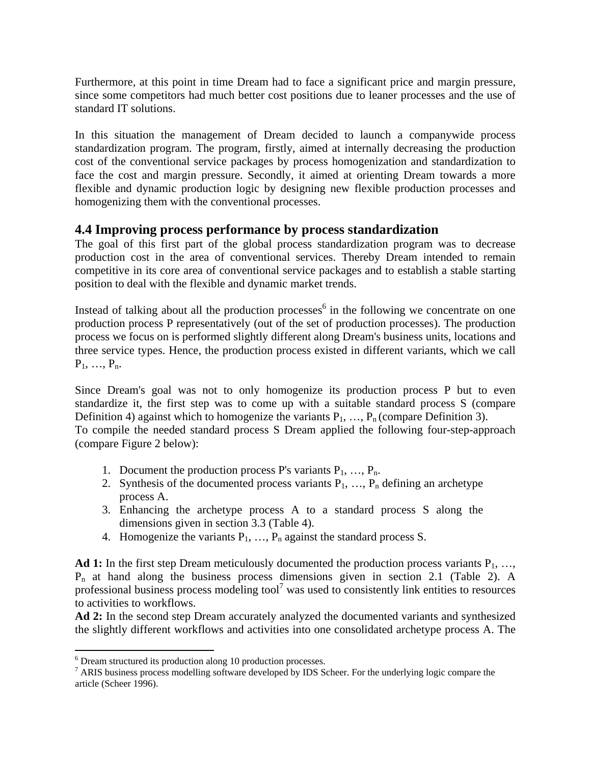Furthermore, at this point in time Dream had to face a significant price and margin pressure, since some competitors had much better cost positions due to leaner processes and the use of standard IT solutions.

In this situation the management of Dream decided to launch a companywide process standardization program. The program, firstly, aimed at internally decreasing the production cost of the conventional service packages by process homogenization and standardization to face the cost and margin pressure. Secondly, it aimed at orienting Dream towards a more flexible and dynamic production logic by designing new flexible production processes and homogenizing them with the conventional processes.

## 4.4 Improving process performance by process standardization

The goal of this first part of the global process standardization program was to decrease production cost in the area of conventional services. Thereby Dream intended to remain competitive in its core area of conventional service packages and to establish a stable starting position to deal with the flexible and dynamic market trends.

Instead of talking about all the production processes[6] in the following we concentrate on one production process P representatively (out of the set of production processes). The production process we focus on is performed slightly different along Dream's business units, locations and three service types. Hence, the production process existed in different variants, which we call $P_1, \dots, P_n$.

Since Dream's goal was not to only homogenize its production process P but to even standardize it, the first step was to come up with a suitable standard process S (compare Definition 4) against which to homogenize the variants $P_1, \dots, P_n$ (compare Definition 3).
To compile the needed standard process S Dream applied the following four-step-approach (compare Figure 2 below):

1. Document the production process P's variants $P_1, \dots, P_n$.
2. Synthesis of the documented process variants $P_1, \dots, P_n$ defining an archetype process A.
3. Enhancing the archetype process A to a standard process S along the dimensions given in section 3.3 (Table 4).
4. Homogenize the variants $P_1, \dots, P_n$ against the standard process S.

**Ad 1:** In the first step Dream meticulously documented the production process variants $P_1, \dots, P_n$ at hand along the business process dimensions given in section 2.1 (Table 2). A professional business process modeling tool[7] was used to consistently link entities to resources to activities to workflows.
**Ad 2:** In the second step Dream accurately analyzed the documented variants and synthesized the slightly different workflows and activities into one consolidated archetype process A. The

[6] Dream structured its production along 10 production processes.
[7] ARIS business process modelling software developed by IDS Scheer. For the underlying logic compare the article (Scheer 1996).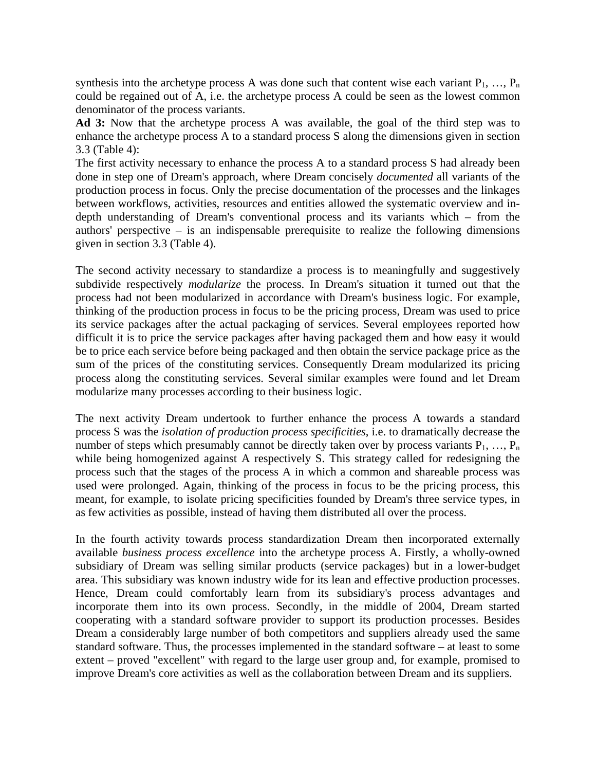synthesis into the archetype process A was done such that content wise each variant $P_1, \ldots, P_n$ could be regained out of A, i.e. the archetype process A could be seen as the lowest common denominator of the process variants.

**Ad 3:** Now that the archetype process A was available, the goal of the third step was to enhance the archetype process A to a standard process S along the dimensions given in section 3.3 (Table 4):

The first activity necessary to enhance the process A to a standard process S had already been done in step one of Dream's approach, where Dream concisely *documented* all variants of the production process in focus. Only the precise documentation of the processes and the linkages between workflows, activities, resources and entities allowed the systematic overview and in-depth understanding of Dream's conventional process and its variants which – from the authors' perspective – is an indispensable prerequisite to realize the following dimensions given in section 3.3 (Table 4).

The second activity necessary to standardize a process is to meaningfully and suggestively subdivide respectively *modularize* the process. In Dream's situation it turned out that the process had not been modularized in accordance with Dream's business logic. For example, thinking of the production process in focus to be the pricing process, Dream was used to price its service packages after the actual packaging of services. Several employees reported how difficult it is to price the service packages after having packaged them and how easy it would be to price each service before being packaged and then obtain the service package price as the sum of the prices of the constituting services. Consequently Dream modularized its pricing process along the constituting services. Several similar examples were found and let Dream modularize many processes according to their business logic.

The next activity Dream undertook to further enhance the process A towards a standard process S was the *isolation of production process specificities*, i.e. to dramatically decrease the number of steps which presumably cannot be directly taken over by process variants $P_1, \ldots, P_n$ while being homogenized against A respectively S. This strategy called for redesigning the process such that the stages of the process A in which a common and shareable process was used were prolonged. Again, thinking of the process in focus to be the pricing process, this meant, for example, to isolate pricing specificities founded by Dream's three service types, in as few activities as possible, instead of having them distributed all over the process.

In the fourth activity towards process standardization Dream then incorporated externally available *business process excellence* into the archetype process A. Firstly, a wholly-owned subsidiary of Dream was selling similar products (service packages) but in a lower-budget area. This subsidiary was known industry wide for its lean and effective production processes. Hence, Dream could comfortably learn from its subsidiary's process advantages and incorporate them into its own process. Secondly, in the middle of 2004, Dream started cooperating with a standard software provider to support its production processes. Besides Dream a considerably large number of both competitors and suppliers already used the same standard software. Thus, the processes implemented in the standard software – at least to some extent – proved "excellent" with regard to the large user group and, for example, promised to improve Dream's core activities as well as the collaboration between Dream and its suppliers.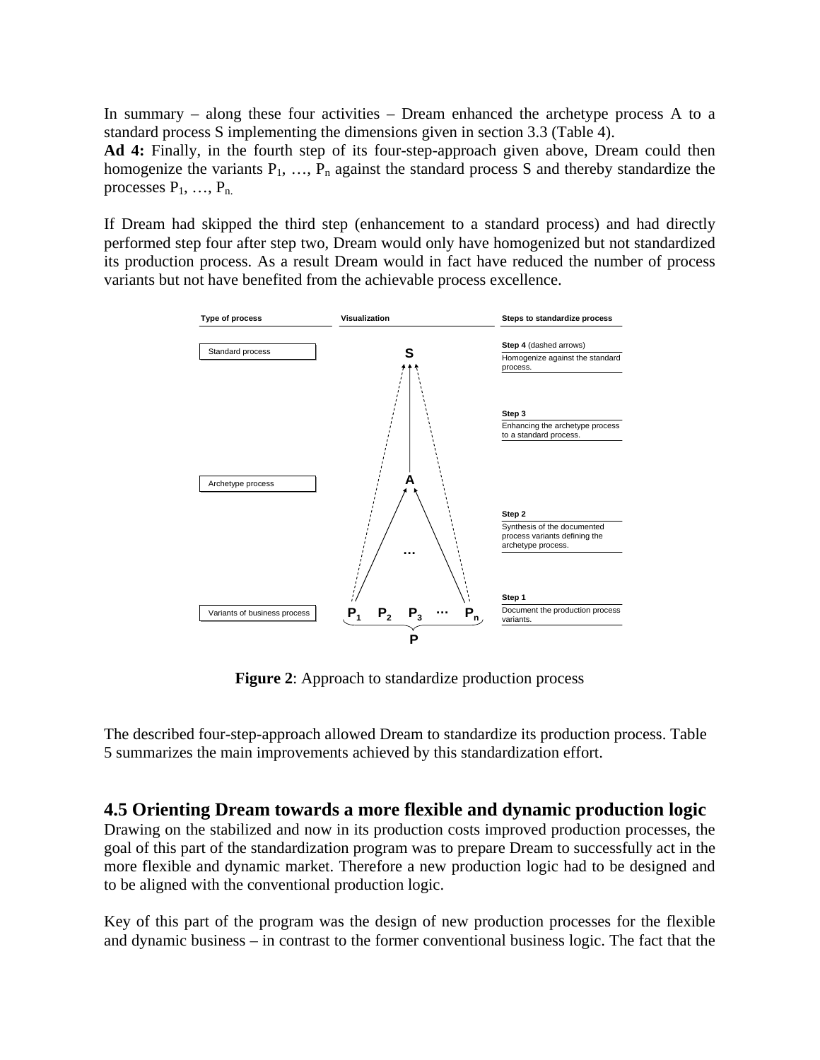In summary – along these four activities – Dream enhanced the archetype process A to a standard process S implementing the dimensions given in section 3.3 (Table 4).

**Ad 4:** Finally, in the fourth step of its four-step-approach given above, Dream could then homogenize the variants $P_1$, …, $P_n$ against the standard process S and thereby standardize the processes $P_1$, …, $P_{n.}$

If Dream had skipped the third step (enhancement to a standard process) and had directly performed step four after step two, Dream would only have homogenized but not standardized its production process. As a result Dream would in fact have reduced the number of process variants but not have benefited from the achievable process excellence.

| Type of process | Visualization | Steps to standardize process |
|---|---|---|
| Standard process | S | **Step 4** (dashed arrows) Homogenize against the standard process. |
| | | **Step 3** Enhancing the archetype process to a standard process. |
| Archetype process | A | |
| | | **Step 2** Synthesis of the documented process variants defining the archetype process. |
| Variants of business process | $P_1$ $P_2$ $P_3$ … $P_n$ (P) | **Step 1** Document the production process variants. |

**Figure 2**: Approach to standardize production process

The described four-step-approach allowed Dream to standardize its production process. Table 5 summarizes the main improvements achieved by this standardization effort.

## 4.5 Orienting Dream towards a more flexible and dynamic production logic

Drawing on the stabilized and now in its production costs improved production processes, the goal of this part of the standardization program was to prepare Dream to successfully act in the more flexible and dynamic market. Therefore a new production logic had to be designed and to be aligned with the conventional production logic.

Key of this part of the program was the design of new production processes for the flexible and dynamic business – in contrast to the former conventional business logic. The fact that the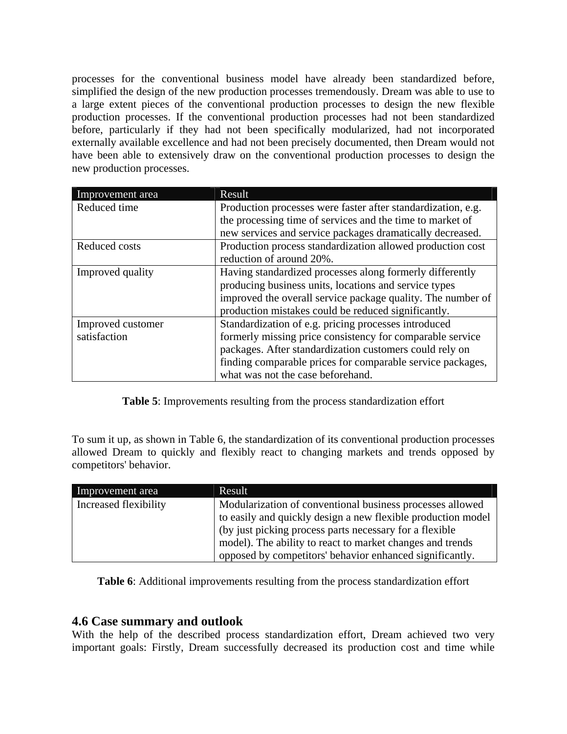processes for the conventional business model have already been standardized before, simplified the design of the new production processes tremendously. Dream was able to use to a large extent pieces of the conventional production processes to design the new flexible production processes. If the conventional production processes had not been standardized before, particularly if they had not been specifically modularized, had not incorporated externally available excellence and had not been precisely documented, then Dream would not have been able to extensively draw on the conventional production processes to design the new production processes.

| Improvement area | Result |
|---|---|
| Reduced time | Production processes were faster after standardization, e.g. the processing time of services and the time to market of new services and service packages dramatically decreased. |
| Reduced costs | Production process standardization allowed production cost reduction of around 20%. |
| Improved quality | Having standardized processes along formerly differently producing business units, locations and service types improved the overall service package quality. The number of production mistakes could be reduced significantly. |
| Improved customer satisfaction | Standardization of e.g. pricing processes introduced formerly missing price consistency for comparable service packages. After standardization customers could rely on finding comparable prices for comparable service packages, what was not the case beforehand. |

**Table 5**: Improvements resulting from the process standardization effort

To sum it up, as shown in Table 6, the standardization of its conventional production processes allowed Dream to quickly and flexibly react to changing markets and trends opposed by competitors' behavior.

| Improvement area | Result |
|---|---|
| Increased flexibility | Modularization of conventional business processes allowed to easily and quickly design a new flexible production model (by just picking process parts necessary for a flexible model). The ability to react to market changes and trends opposed by competitors' behavior enhanced significantly. |

**Table 6**: Additional improvements resulting from the process standardization effort

## 4.6 Case summary and outlook

With the help of the described process standardization effort, Dream achieved two very important goals: Firstly, Dream successfully decreased its production cost and time while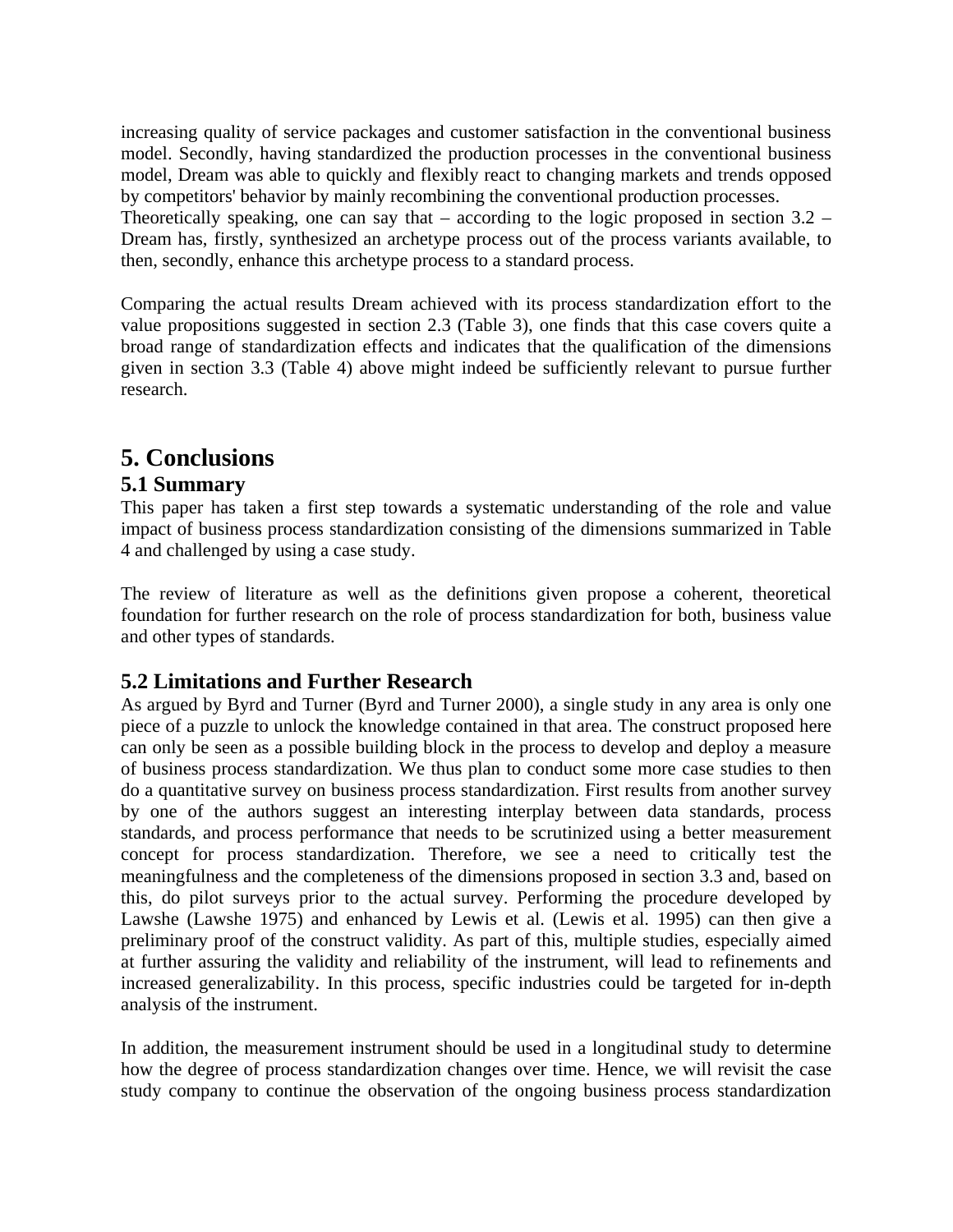increasing quality of service packages and customer satisfaction in the conventional business model. Secondly, having standardized the production processes in the conventional business model, Dream was able to quickly and flexibly react to changing markets and trends opposed by competitors' behavior by mainly recombining the conventional production processes.
Theoretically speaking, one can say that – according to the logic proposed in section 3.2 – Dream has, firstly, synthesized an archetype process out of the process variants available, to then, secondly, enhance this archetype process to a standard process.

Comparing the actual results Dream achieved with its process standardization effort to the value propositions suggested in section 2.3 (Table 3), one finds that this case covers quite a broad range of standardization effects and indicates that the qualification of the dimensions given in section 3.3 (Table 4) above might indeed be sufficiently relevant to pursue further research.

# 5. Conclusions

## 5.1 Summary

This paper has taken a first step towards a systematic understanding of the role and value impact of business process standardization consisting of the dimensions summarized in Table 4 and challenged by using a case study.

The review of literature as well as the definitions given propose a coherent, theoretical foundation for further research on the role of process standardization for both, business value and other types of standards.

## 5.2 Limitations and Further Research

As argued by Byrd and Turner (Byrd and Turner 2000), a single study in any area is only one piece of a puzzle to unlock the knowledge contained in that area. The construct proposed here can only be seen as a possible building block in the process to develop and deploy a measure of business process standardization. We thus plan to conduct some more case studies to then do a quantitative survey on business process standardization. First results from another survey by one of the authors suggest an interesting interplay between data standards, process standards, and process performance that needs to be scrutinized using a better measurement concept for process standardization. Therefore, we see a need to critically test the meaningfulness and the completeness of the dimensions proposed in section 3.3 and, based on this, do pilot surveys prior to the actual survey. Performing the procedure developed by Lawshe (Lawshe 1975) and enhanced by Lewis et al. (Lewis et al. 1995) can then give a preliminary proof of the construct validity. As part of this, multiple studies, especially aimed at further assuring the validity and reliability of the instrument, will lead to refinements and increased generalizability. In this process, specific industries could be targeted for in-depth analysis of the instrument.

In addition, the measurement instrument should be used in a longitudinal study to determine how the degree of process standardization changes over time. Hence, we will revisit the case study company to continue the observation of the ongoing business process standardization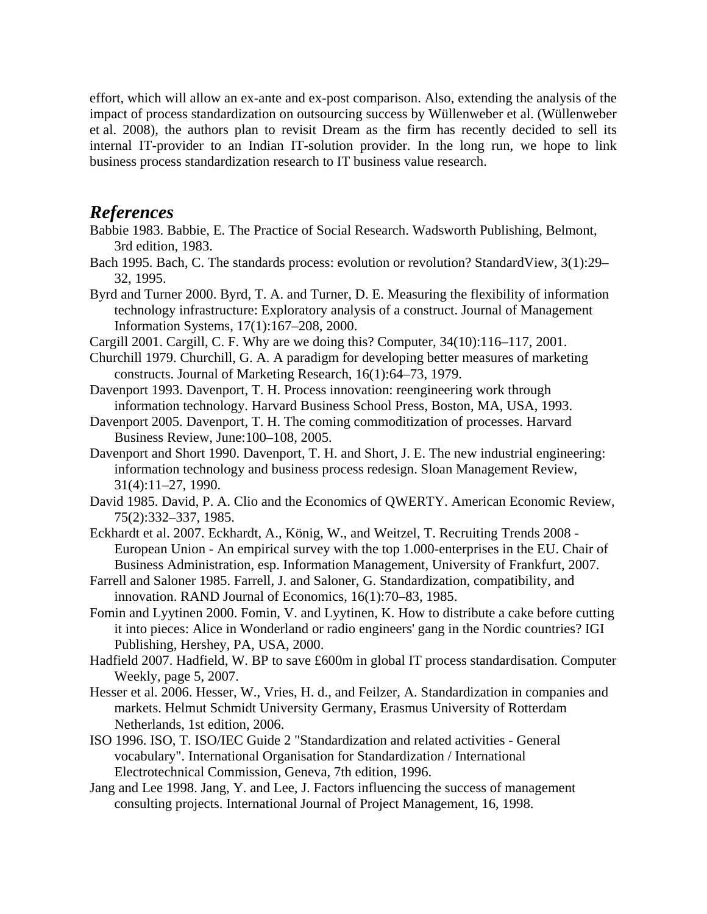effort, which will allow an ex-ante and ex-post comparison. Also, extending the analysis of the impact of process standardization on outsourcing success by Wüllenweber et al. (Wüllenweber et al. 2008), the authors plan to revisit Dream as the firm has recently decided to sell its internal IT-provider to an Indian IT-solution provider. In the long run, we hope to link business process standardization research to IT business value research.

## *References*

Babbie 1983. Babbie, E. The Practice of Social Research. Wadsworth Publishing, Belmont, 3rd edition, 1983.

Bach 1995. Bach, C. The standards process: evolution or revolution? StandardView, 3(1):29–32, 1995.

Byrd and Turner 2000. Byrd, T. A. and Turner, D. E. Measuring the flexibility of information technology infrastructure: Exploratory analysis of a construct. Journal of Management Information Systems, 17(1):167–208, 2000.

Cargill 2001. Cargill, C. F. Why are we doing this? Computer, 34(10):116–117, 2001.

Churchill 1979. Churchill, G. A. A paradigm for developing better measures of marketing constructs. Journal of Marketing Research, 16(1):64–73, 1979.

Davenport 1993. Davenport, T. H. Process innovation: reengineering work through information technology. Harvard Business School Press, Boston, MA, USA, 1993.

Davenport 2005. Davenport, T. H. The coming commoditization of processes. Harvard Business Review, June:100–108, 2005.

Davenport and Short 1990. Davenport, T. H. and Short, J. E. The new industrial engineering: information technology and business process redesign. Sloan Management Review, 31(4):11–27, 1990.

David 1985. David, P. A. Clio and the Economics of QWERTY. American Economic Review, 75(2):332–337, 1985.

Eckhardt et al. 2007. Eckhardt, A., König, W., and Weitzel, T. Recruiting Trends 2008 - European Union - An empirical survey with the top 1.000-enterprises in the EU. Chair of Business Administration, esp. Information Management, University of Frankfurt, 2007.

Farrell and Saloner 1985. Farrell, J. and Saloner, G. Standardization, compatibility, and innovation. RAND Journal of Economics, 16(1):70–83, 1985.

Fomin and Lyytinen 2000. Fomin, V. and Lyytinen, K. How to distribute a cake before cutting it into pieces: Alice in Wonderland or radio engineers' gang in the Nordic countries? IGI Publishing, Hershey, PA, USA, 2000.

Hadfield 2007. Hadfield, W. BP to save £600m in global IT process standardisation. Computer Weekly, page 5, 2007.

Hesser et al. 2006. Hesser, W., Vries, H. d., and Feilzer, A. Standardization in companies and markets. Helmut Schmidt University Germany, Erasmus University of Rotterdam Netherlands, 1st edition, 2006.

ISO 1996. ISO, T. ISO/IEC Guide 2 "Standardization and related activities - General vocabulary". International Organisation for Standardization / International Electrotechnical Commission, Geneva, 7th edition, 1996.

Jang and Lee 1998. Jang, Y. and Lee, J. Factors influencing the success of management consulting projects. International Journal of Project Management, 16, 1998.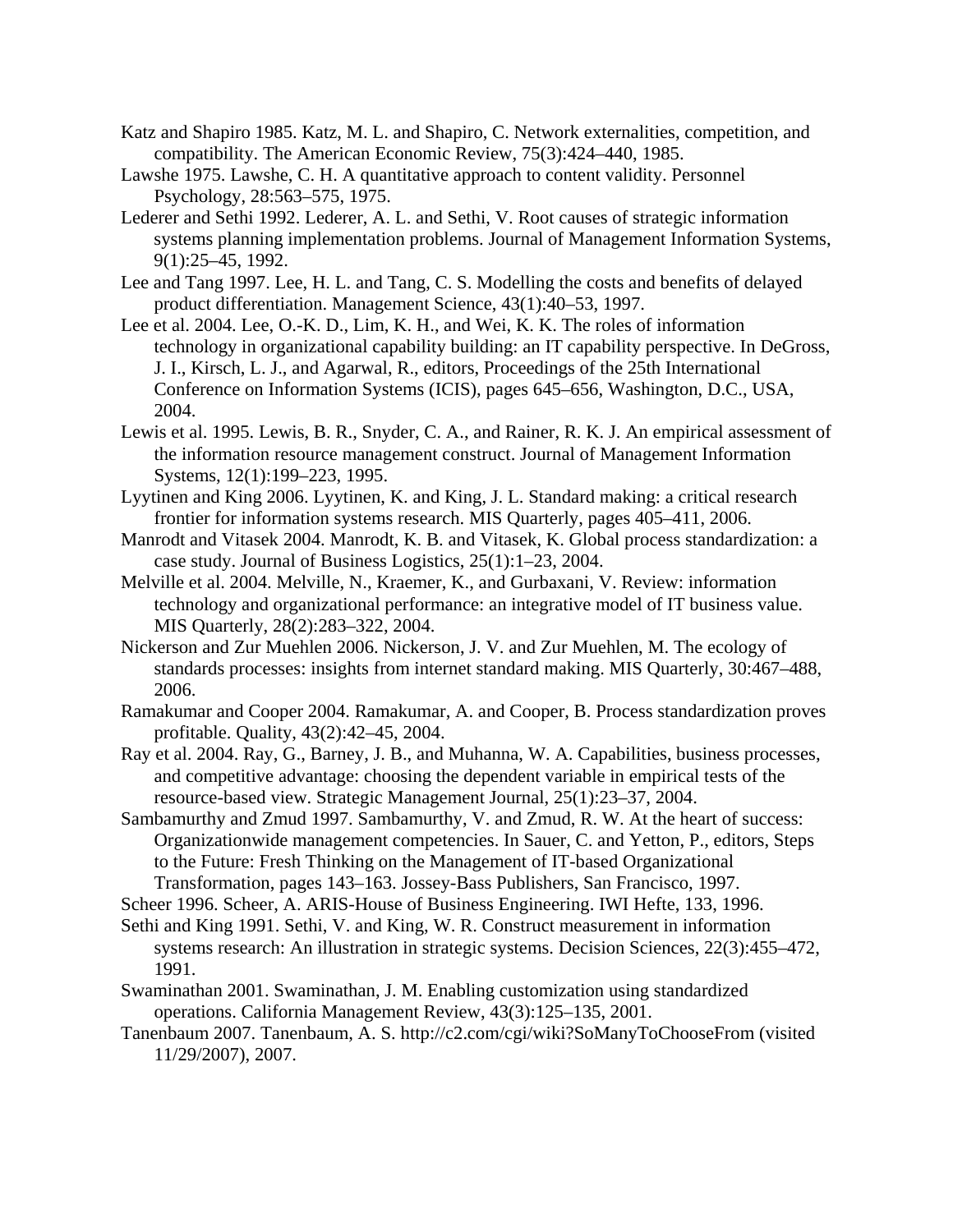Katz and Shapiro 1985. Katz, M. L. and Shapiro, C. Network externalities, competition, and compatibility. The American Economic Review, 75(3):424–440, 1985.

Lawshe 1975. Lawshe, C. H. A quantitative approach to content validity. Personnel Psychology, 28:563–575, 1975.

Lederer and Sethi 1992. Lederer, A. L. and Sethi, V. Root causes of strategic information systems planning implementation problems. Journal of Management Information Systems, 9(1):25–45, 1992.

Lee and Tang 1997. Lee, H. L. and Tang, C. S. Modelling the costs and benefits of delayed product differentiation. Management Science, 43(1):40–53, 1997.

Lee et al. 2004. Lee, O.-K. D., Lim, K. H., and Wei, K. K. The roles of information technology in organizational capability building: an IT capability perspective. In DeGross, J. I., Kirsch, L. J., and Agarwal, R., editors, Proceedings of the 25th International Conference on Information Systems (ICIS), pages 645–656, Washington, D.C., USA, 2004.

Lewis et al. 1995. Lewis, B. R., Snyder, C. A., and Rainer, R. K. J. An empirical assessment of the information resource management construct. Journal of Management Information Systems, 12(1):199–223, 1995.

Lyytinen and King 2006. Lyytinen, K. and King, J. L. Standard making: a critical research frontier for information systems research. MIS Quarterly, pages 405–411, 2006.

Manrodt and Vitasek 2004. Manrodt, K. B. and Vitasek, K. Global process standardization: a case study. Journal of Business Logistics, 25(1):1–23, 2004.

Melville et al. 2004. Melville, N., Kraemer, K., and Gurbaxani, V. Review: information technology and organizational performance: an integrative model of IT business value. MIS Quarterly, 28(2):283–322, 2004.

Nickerson and Zur Muehlen 2006. Nickerson, J. V. and Zur Muehlen, M. The ecology of standards processes: insights from internet standard making. MIS Quarterly, 30:467–488, 2006.

Ramakumar and Cooper 2004. Ramakumar, A. and Cooper, B. Process standardization proves profitable. Quality, 43(2):42–45, 2004.

Ray et al. 2004. Ray, G., Barney, J. B., and Muhanna, W. A. Capabilities, business processes, and competitive advantage: choosing the dependent variable in empirical tests of the resource-based view. Strategic Management Journal, 25(1):23–37, 2004.

Sambamurthy and Zmud 1997. Sambamurthy, V. and Zmud, R. W. At the heart of success: Organizationwide management competencies. In Sauer, C. and Yetton, P., editors, Steps to the Future: Fresh Thinking on the Management of IT-based Organizational Transformation, pages 143–163. Jossey-Bass Publishers, San Francisco, 1997.

Scheer 1996. Scheer, A. ARIS-House of Business Engineering. IWI Hefte, 133, 1996.

Sethi and King 1991. Sethi, V. and King, W. R. Construct measurement in information systems research: An illustration in strategic systems. Decision Sciences, 22(3):455–472, 1991.

Swaminathan 2001. Swaminathan, J. M. Enabling customization using standardized operations. California Management Review, 43(3):125–135, 2001.

Tanenbaum 2007. Tanenbaum, A. S. http://c2.com/cgi/wiki?SoManyToChooseFrom (visited 11/29/2007), 2007.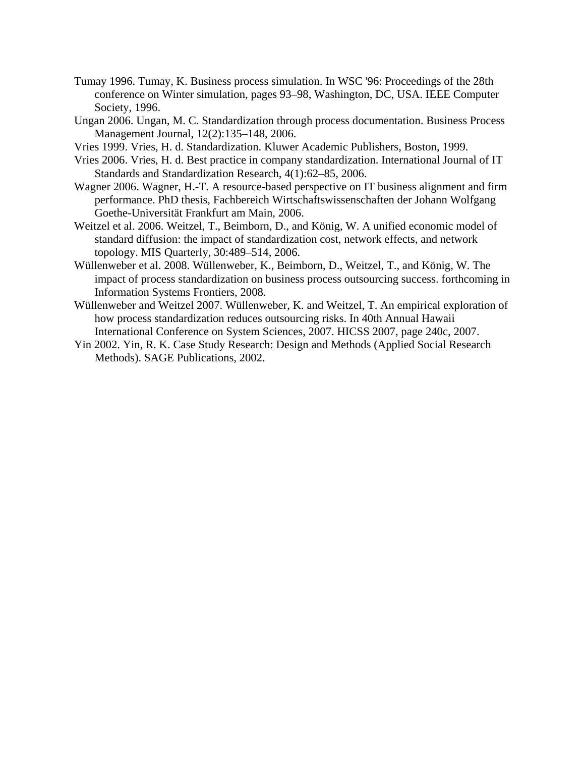Tumay 1996. Tumay, K. Business process simulation. In WSC '96: Proceedings of the 28th conference on Winter simulation, pages 93–98, Washington, DC, USA. IEEE Computer Society, 1996.

Ungan 2006. Ungan, M. C. Standardization through process documentation. Business Process Management Journal, 12(2):135–148, 2006.

Vries 1999. Vries, H. d. Standardization. Kluwer Academic Publishers, Boston, 1999.

Vries 2006. Vries, H. d. Best practice in company standardization. International Journal of IT Standards and Standardization Research, 4(1):62–85, 2006.

Wagner 2006. Wagner, H.-T. A resource-based perspective on IT business alignment and firm performance. PhD thesis, Fachbereich Wirtschaftswissenschaften der Johann Wolfgang Goethe-Universität Frankfurt am Main, 2006.

Weitzel et al. 2006. Weitzel, T., Beimborn, D., and König, W. A unified economic model of standard diffusion: the impact of standardization cost, network effects, and network topology. MIS Quarterly, 30:489–514, 2006.

Wüllenweber et al. 2008. Wüllenweber, K., Beimborn, D., Weitzel, T., and König, W. The impact of process standardization on business process outsourcing success. forthcoming in Information Systems Frontiers, 2008.

Wüllenweber and Weitzel 2007. Wüllenweber, K. and Weitzel, T. An empirical exploration of how process standardization reduces outsourcing risks. In 40th Annual Hawaii International Conference on System Sciences, 2007. HICSS 2007, page 240c, 2007.

Yin 2002. Yin, R. K. Case Study Research: Design and Methods (Applied Social Research Methods). SAGE Publications, 2002.